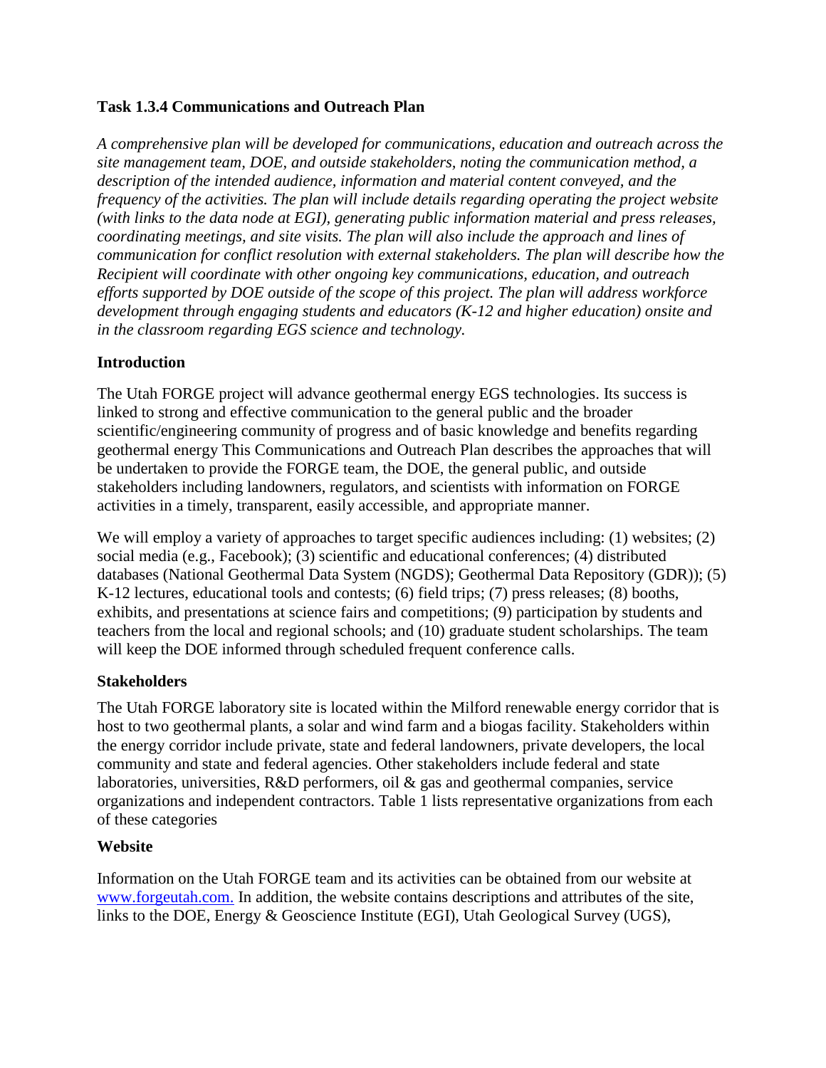### Task 1.3.4 Communications and Outreach Plan

*A comprehensive plan will be developed for communications, education and outreach across the site management team, DOE, and outside stakeholders, noting the communication method, a description of the intended audience, information and material content conveyed, and the frequency of the activities. The plan will include details regarding operating the project website (with links to the data node at EGI), generating public information material and press releases, coordinating meetings, and site visits. The plan will also include the approach and lines of communication for conflict resolution with external stakeholders. The plan will describe how the Recipient will coordinate with other ongoing key communications, education, and outreach efforts supported by DOE outside of the scope of this project. The plan will address workforce development through engaging students and educators (K-12 and higher education) onsite and in the classroom regarding EGS science and technology.*

### Introduction

The Utah FORGE project will advance geothermal energy EGS technologies. Its success is linked to strong and effective communication to the general public and the broader scientific/engineering community of progress and of basic knowledge and benefits regarding geothermal energy This Communications and Outreach Plan describes the approaches that will be undertaken to provide the FORGE team, the DOE, the general public, and outside stakeholders including landowners, regulators, and scientists with information on FORGE activities in a timely, transparent, easily accessible, and appropriate manner.

We will employ a variety of approaches to target specific audiences including: (1) websites; (2) social media (e.g., Facebook); (3) scientific and educational conferences; (4) distributed databases (National Geothermal Data System (NGDS); Geothermal Data Repository (GDR)); (5) K-12 lectures, educational tools and contests; (6) field trips; (7) press releases; (8) booths, exhibits, and presentations at science fairs and competitions; (9) participation by students and teachers from the local and regional schools; and (10) graduate student scholarships. The team will keep the DOE informed through scheduled frequent conference calls.

### Stakeholders

The Utah FORGE laboratory site is located within the Milford renewable energy corridor that is host to two geothermal plants, a solar and wind farm and a biogas facility. Stakeholders within the energy corridor include private, state and federal landowners, private developers, the local community and state and federal agencies. Other stakeholders include federal and state laboratories, universities, R&D performers, oil & gas and geothermal companies, service organizations and independent contractors. Table 1 lists representative organizations from each of these categories

### Website

Information on the Utah FORGE team and its activities can be obtained from our website at [www.forgeutah.com.](http://www.forgeutah.com) In addition, the website contains descriptions and attributes of the site, links to the DOE, Energy & Geoscience Institute (EGI), Utah Geological Survey (UGS),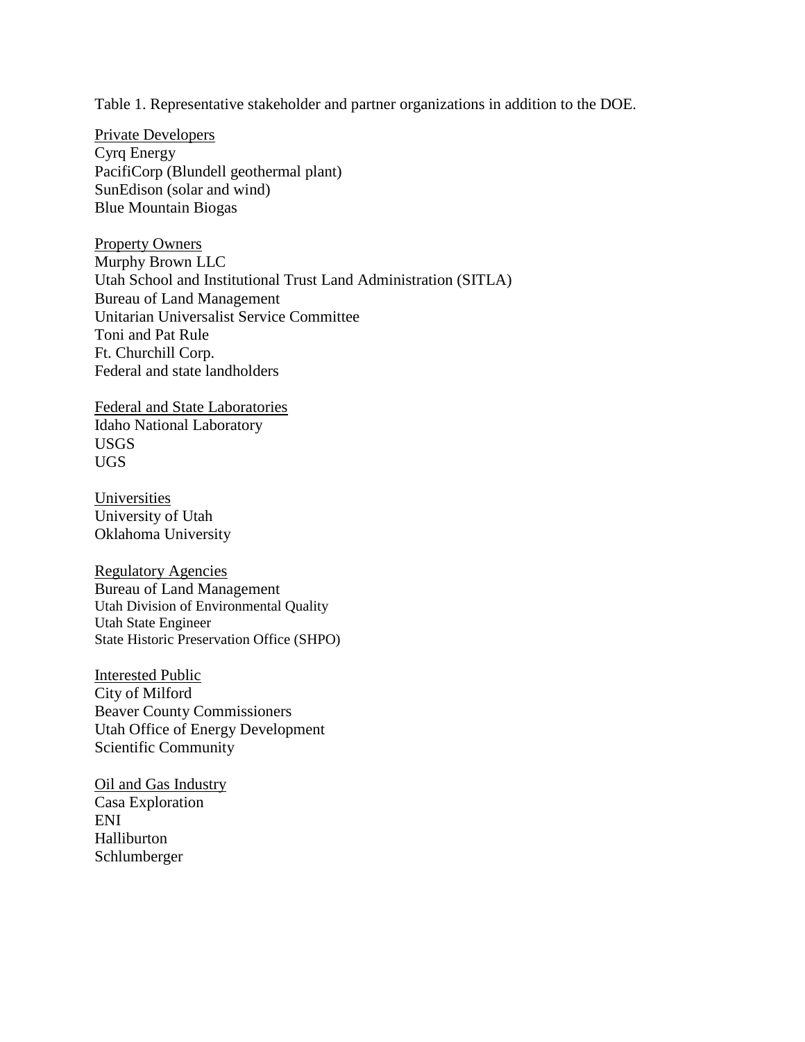Table 1. Representative stakeholder and partner organizations in addition to the DOE.

<u>Private Developers</u>
Cyrq Energy
PacifiCorp (Blundell geothermal plant)
SunEdison (solar and wind)
Blue Mountain Biogas

<u>Property Owners</u>
Murphy Brown LLC
Utah School and Institutional Trust Land Administration (SITLA)
Bureau of Land Management
Unitarian Universalist Service Committee
Toni and Pat Rule
Ft. Churchill Corp.
Federal and state landholders

<u>Federal and State Laboratories</u>
Idaho National Laboratory
USGS
UGS

<u>Universities</u>
University of Utah
Oklahoma University

<u>Regulatory Agencies</u>
Bureau of Land Management
Utah Division of Environmental Quality
Utah State Engineer
State Historic Preservation Office (SHPO)

<u>Interested Public</u>
City of Milford
Beaver County Commissioners
Utah Office of Energy Development
Scientific Community

<u>Oil and Gas Industry</u>
Casa Exploration
ENI
Halliburton
Schlumberger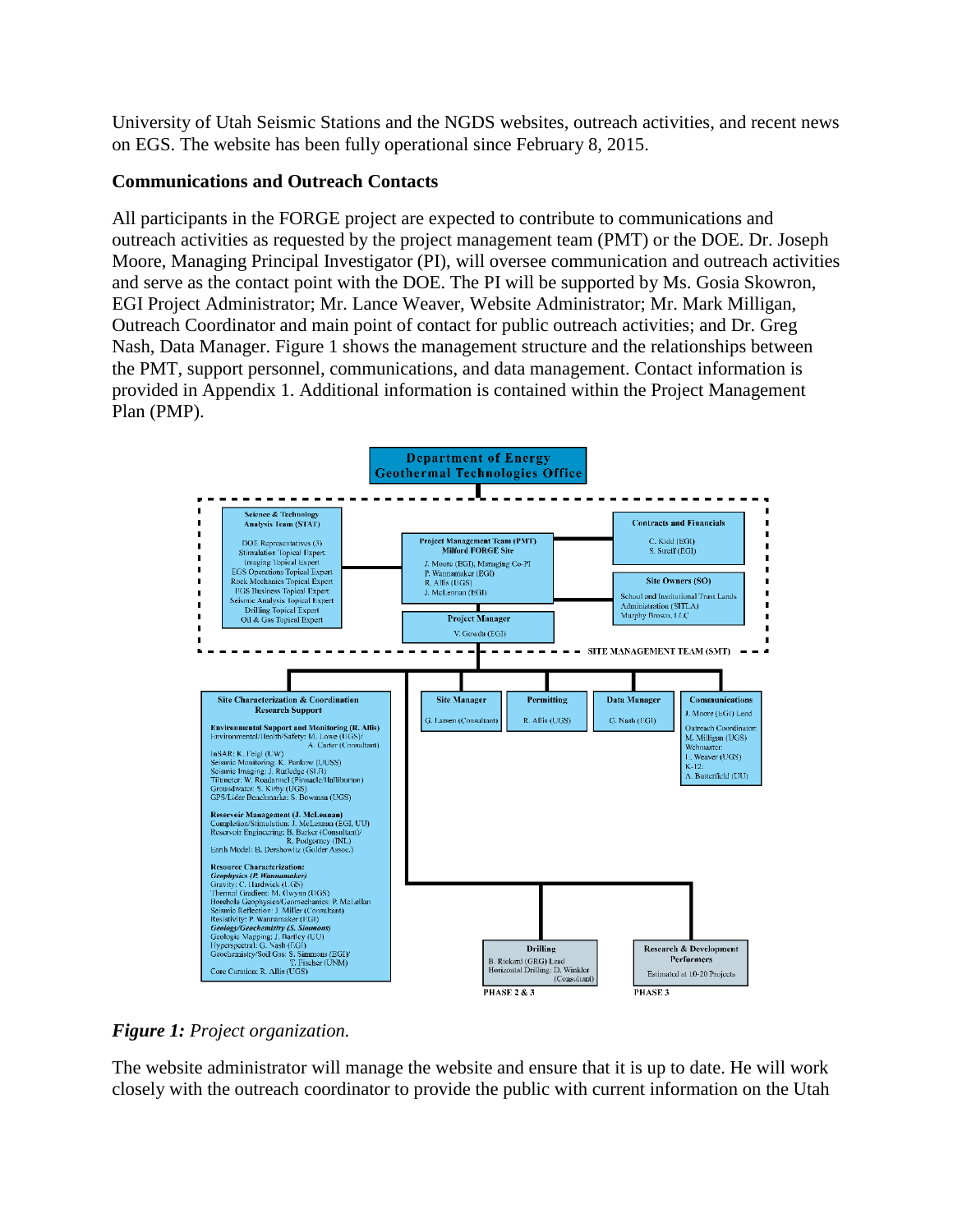University of Utah Seismic Stations and the NGDS websites, outreach activities, and recent news on EGS. The website has been fully operational since February 8, 2015.

**Communications and Outreach Contacts**

All participants in the FORGE project are expected to contribute to communications and outreach activities as requested by the project management team (PMT) or the DOE. Dr. Joseph Moore, Managing Principal Investigator (PI), will oversee communication and outreach activities and serve as the contact point with the DOE. The PI will be supported by Ms. Gosia Skowron, EGI Project Administrator; Mr. Lance Weaver, Website Administrator; Mr. Mark Milligan, Outreach Coordinator and main point of contact for public outreach activities; and Dr. Greg Nash, Data Manager. Figure 1 shows the management structure and the relationships between the PMT, support personnel, communications, and data management. Contact information is provided in Appendix 1. Additional information is contained within the Project Management Plan (PMP).

*Figure 1: Project organization.*

The website administrator will manage the website and ensure that it is up to date. He will work closely with the outreach coordinator to provide the public with current information on the Utah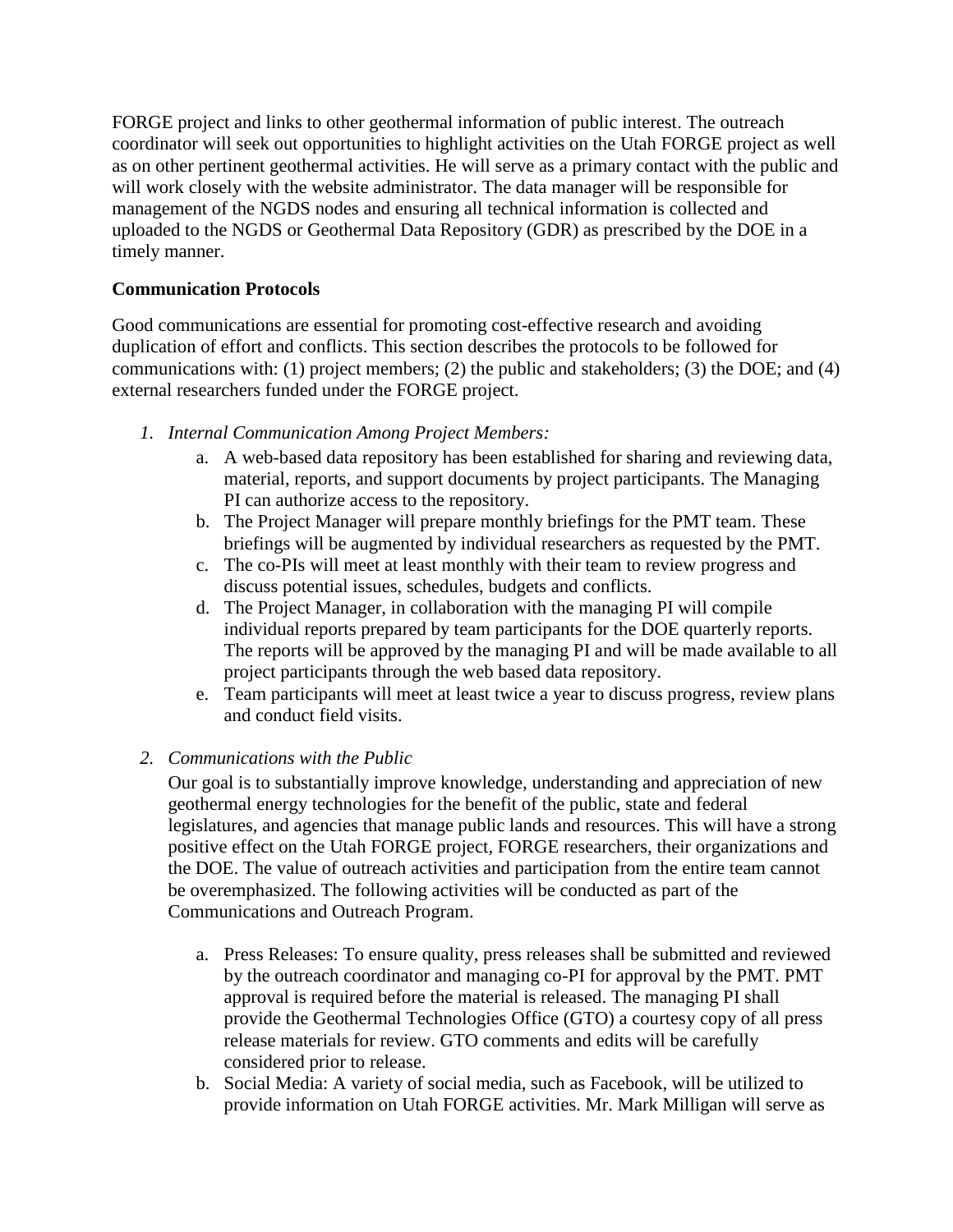FORGE project and links to other geothermal information of public interest. The outreach coordinator will seek out opportunities to highlight activities on the Utah FORGE project as well as on other pertinent geothermal activities. He will serve as a primary contact with the public and will work closely with the website administrator. The data manager will be responsible for management of the NGDS nodes and ensuring all technical information is collected and uploaded to the NGDS or Geothermal Data Repository (GDR) as prescribed by the DOE in a timely manner.

**Communication Protocols**

Good communications are essential for promoting cost-effective research and avoiding duplication of effort and conflicts. This section describes the protocols to be followed for communications with: (1) project members; (2) the public and stakeholders; (3) the DOE; and (4) external researchers funded under the FORGE project.

1. *Internal Communication Among Project Members:*
   a. A web-based data repository has been established for sharing and reviewing data, material, reports, and support documents by project participants. The Managing PI can authorize access to the repository.
   b. The Project Manager will prepare monthly briefings for the PMT team. These briefings will be augmented by individual researchers as requested by the PMT.
   c. The co-PIs will meet at least monthly with their team to review progress and discuss potential issues, schedules, budgets and conflicts.
   d. The Project Manager, in collaboration with the managing PI will compile individual reports prepared by team participants for the DOE quarterly reports. The reports will be approved by the managing PI and will be made available to all project participants through the web based data repository.
   e. Team participants will meet at least twice a year to discuss progress, review plans and conduct field visits.

2. *Communications with the Public*

   Our goal is to substantially improve knowledge, understanding and appreciation of new geothermal energy technologies for the benefit of the public, state and federal legislatures, and agencies that manage public lands and resources. This will have a strong positive effect on the Utah FORGE project, FORGE researchers, their organizations and the DOE. The value of outreach activities and participation from the entire team cannot be overemphasized. The following activities will be conducted as part of the Communications and Outreach Program.

   a. Press Releases: To ensure quality, press releases shall be submitted and reviewed by the outreach coordinator and managing co-PI for approval by the PMT. PMT approval is required before the material is released. The managing PI shall provide the Geothermal Technologies Office (GTO) a courtesy copy of all press release materials for review. GTO comments and edits will be carefully considered prior to release.
   b. Social Media: A variety of social media, such as Facebook, will be utilized to provide information on Utah FORGE activities. Mr. Mark Milligan will serve as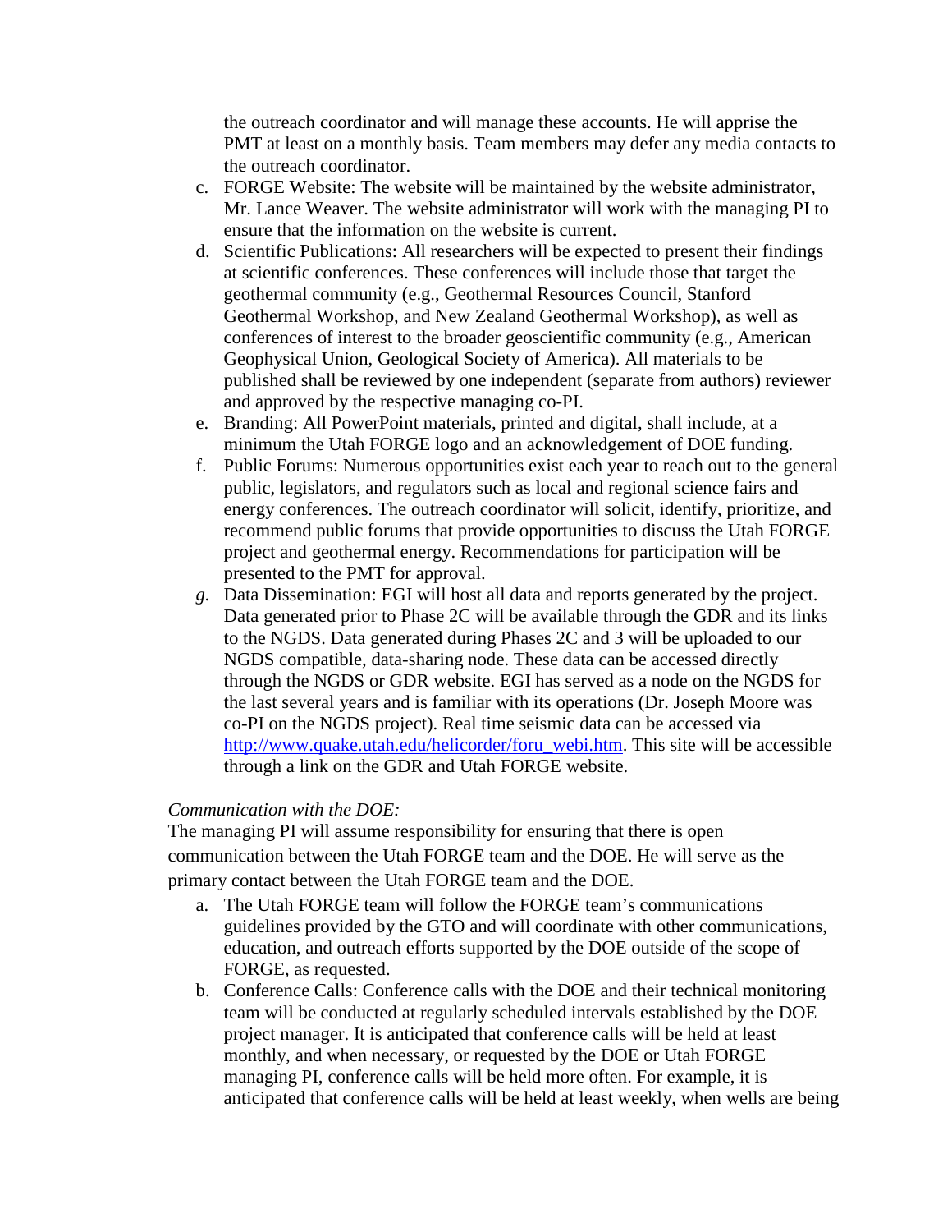the outreach coordinator and will manage these accounts. He will apprise the PMT at least on a monthly basis. Team members may defer any media contacts to the outreach coordinator.

c. FORGE Website: The website will be maintained by the website administrator, Mr. Lance Weaver. The website administrator will work with the managing PI to ensure that the information on the website is current.
d. Scientific Publications: All researchers will be expected to present their findings at scientific conferences. These conferences will include those that target the geothermal community (e.g., Geothermal Resources Council, Stanford Geothermal Workshop, and New Zealand Geothermal Workshop), as well as conferences of interest to the broader geoscientific community (e.g., American Geophysical Union, Geological Society of America). All materials to be published shall be reviewed by one independent (separate from authors) reviewer and approved by the respective managing co-PI.
e. Branding: All PowerPoint materials, printed and digital, shall include, at a minimum the Utah FORGE logo and an acknowledgement of DOE funding.
f. Public Forums: Numerous opportunities exist each year to reach out to the general public, legislators, and regulators such as local and regional science fairs and energy conferences. The outreach coordinator will solicit, identify, prioritize, and recommend public forums that provide opportunities to discuss the Utah FORGE project and geothermal energy. Recommendations for participation will be presented to the PMT for approval.
g. Data Dissemination: EGI will host all data and reports generated by the project. Data generated prior to Phase 2C will be available through the GDR and its links to the NGDS. Data generated during Phases 2C and 3 will be uploaded to our NGDS compatible, data-sharing node. These data can be accessed directly through the NGDS or GDR website. EGI has served as a node on the NGDS for the last several years and is familiar with its operations (Dr. Joseph Moore was co-PI on the NGDS project). Real time seismic data can be accessed via [http://www.quake.utah.edu/helicorder/foru_webi.htm](http://www.quake.utah.edu/helicorder/foru_webi.htm). This site will be accessible through a link on the GDR and Utah FORGE website.

*Communication with the DOE:*

The managing PI will assume responsibility for ensuring that there is open communication between the Utah FORGE team and the DOE. He will serve as the primary contact between the Utah FORGE team and the DOE.

a. The Utah FORGE team will follow the FORGE team's communications guidelines provided by the GTO and will coordinate with other communications, education, and outreach efforts supported by the DOE outside of the scope of FORGE, as requested.
b. Conference Calls: Conference calls with the DOE and their technical monitoring team will be conducted at regularly scheduled intervals established by the DOE project manager. It is anticipated that conference calls will be held at least monthly, and when necessary, or requested by the DOE or Utah FORGE managing PI, conference calls will be held more often. For example, it is anticipated that conference calls will be held at least weekly, when wells are being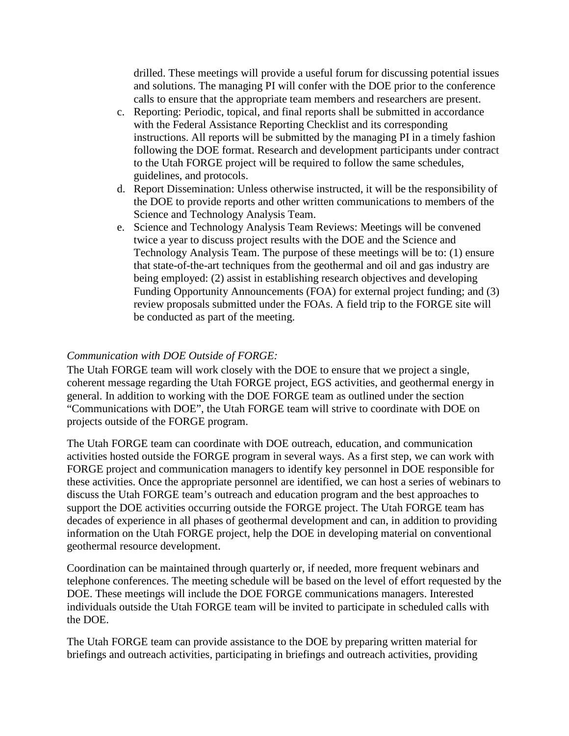drilled. These meetings will provide a useful forum for discussing potential issues and solutions. The managing PI will confer with the DOE prior to the conference calls to ensure that the appropriate team members and researchers are present.

c. Reporting: Periodic, topical, and final reports shall be submitted in accordance with the Federal Assistance Reporting Checklist and its corresponding instructions. All reports will be submitted by the managing PI in a timely fashion following the DOE format. Research and development participants under contract to the Utah FORGE project will be required to follow the same schedules, guidelines, and protocols.

d. Report Dissemination: Unless otherwise instructed, it will be the responsibility of the DOE to provide reports and other written communications to members of the Science and Technology Analysis Team.

e. Science and Technology Analysis Team Reviews: Meetings will be convened twice a year to discuss project results with the DOE and the Science and Technology Analysis Team. The purpose of these meetings will be to: (1) ensure that state-of-the-art techniques from the geothermal and oil and gas industry are being employed: (2) assist in establishing research objectives and developing Funding Opportunity Announcements (FOA) for external project funding; and (3) review proposals submitted under the FOAs. A field trip to the FORGE site will be conducted as part of the meeting.

*Communication with DOE Outside of FORGE:*

The Utah FORGE team will work closely with the DOE to ensure that we project a single, coherent message regarding the Utah FORGE project, EGS activities, and geothermal energy in general. In addition to working with the DOE FORGE team as outlined under the section "Communications with DOE", the Utah FORGE team will strive to coordinate with DOE on projects outside of the FORGE program.

The Utah FORGE team can coordinate with DOE outreach, education, and communication activities hosted outside the FORGE program in several ways. As a first step, we can work with FORGE project and communication managers to identify key personnel in DOE responsible for these activities. Once the appropriate personnel are identified, we can host a series of webinars to discuss the Utah FORGE team's outreach and education program and the best approaches to support the DOE activities occurring outside the FORGE project. The Utah FORGE team has decades of experience in all phases of geothermal development and can, in addition to providing information on the Utah FORGE project, help the DOE in developing material on conventional geothermal resource development.

Coordination can be maintained through quarterly or, if needed, more frequent webinars and telephone conferences. The meeting schedule will be based on the level of effort requested by the DOE. These meetings will include the DOE FORGE communications managers. Interested individuals outside the Utah FORGE team will be invited to participate in scheduled calls with the DOE.

The Utah FORGE team can provide assistance to the DOE by preparing written material for briefings and outreach activities, participating in briefings and outreach activities, providing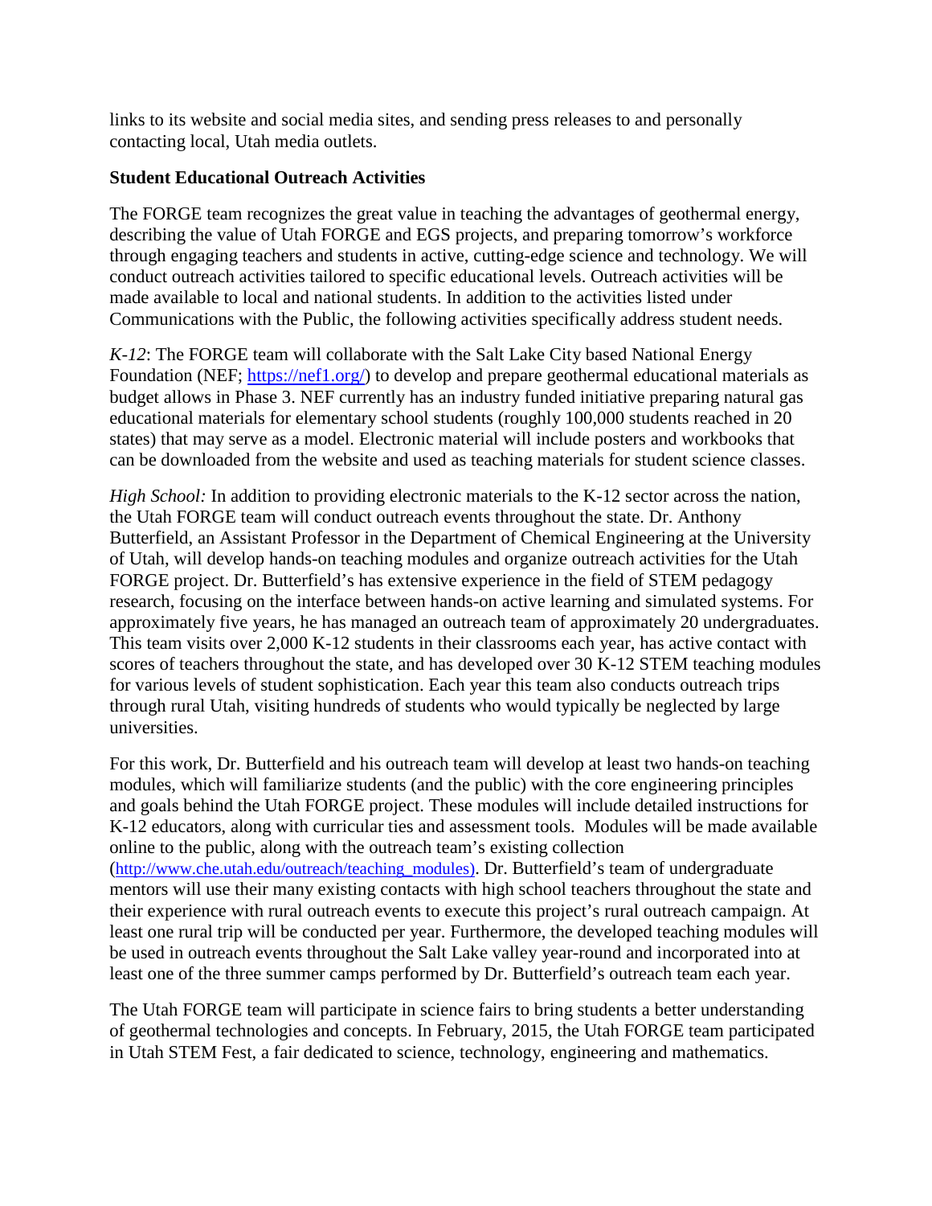links to its website and social media sites, and sending press releases to and personally contacting local, Utah media outlets.

**Student Educational Outreach Activities**

The FORGE team recognizes the great value in teaching the advantages of geothermal energy, describing the value of Utah FORGE and EGS projects, and preparing tomorrow's workforce through engaging teachers and students in active, cutting-edge science and technology. We will conduct outreach activities tailored to specific educational levels. Outreach activities will be made available to local and national students. In addition to the activities listed under Communications with the Public, the following activities specifically address student needs.

*K-12*: The FORGE team will collaborate with the Salt Lake City based National Energy Foundation (NEF; https://nef1.org/) to develop and prepare geothermal educational materials as budget allows in Phase 3. NEF currently has an industry funded initiative preparing natural gas educational materials for elementary school students (roughly 100,000 students reached in 20 states) that may serve as a model. Electronic material will include posters and workbooks that can be downloaded from the website and used as teaching materials for student science classes.

*High School:* In addition to providing electronic materials to the K-12 sector across the nation, the Utah FORGE team will conduct outreach events throughout the state. Dr. Anthony Butterfield, an Assistant Professor in the Department of Chemical Engineering at the University of Utah, will develop hands-on teaching modules and organize outreach activities for the Utah FORGE project. Dr. Butterfield's has extensive experience in the field of STEM pedagogy research, focusing on the interface between hands-on active learning and simulated systems. For approximately five years, he has managed an outreach team of approximately 20 undergraduates. This team visits over 2,000 K-12 students in their classrooms each year, has active contact with scores of teachers throughout the state, and has developed over 30 K-12 STEM teaching modules for various levels of student sophistication. Each year this team also conducts outreach trips through rural Utah, visiting hundreds of students who would typically be neglected by large universities.

For this work, Dr. Butterfield and his outreach team will develop at least two hands-on teaching modules, which will familiarize students (and the public) with the core engineering principles and goals behind the Utah FORGE project. These modules will include detailed instructions for K-12 educators, along with curricular ties and assessment tools. Modules will be made available online to the public, along with the outreach team's existing collection (http://www.che.utah.edu/outreach/teaching_modules). Dr. Butterfield's team of undergraduate mentors will use their many existing contacts with high school teachers throughout the state and their experience with rural outreach events to execute this project's rural outreach campaign. At least one rural trip will be conducted per year. Furthermore, the developed teaching modules will be used in outreach events throughout the Salt Lake valley year-round and incorporated into at least one of the three summer camps performed by Dr. Butterfield's outreach team each year.

The Utah FORGE team will participate in science fairs to bring students a better understanding of geothermal technologies and concepts. In February, 2015, the Utah FORGE team participated in Utah STEM Fest, a fair dedicated to science, technology, engineering and mathematics.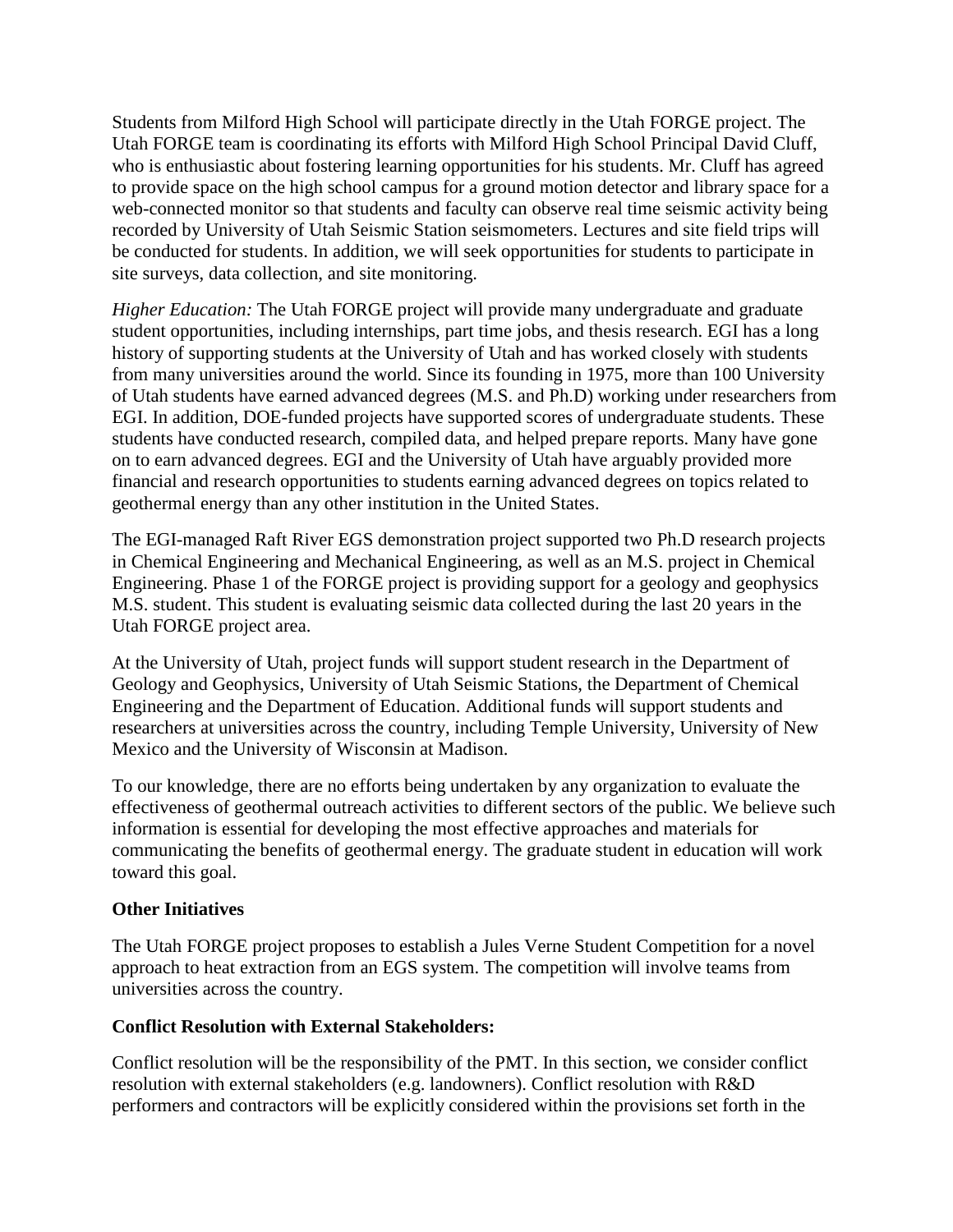Students from Milford High School will participate directly in the Utah FORGE project. The Utah FORGE team is coordinating its efforts with Milford High School Principal David Cluff, who is enthusiastic about fostering learning opportunities for his students. Mr. Cluff has agreed to provide space on the high school campus for a ground motion detector and library space for a web-connected monitor so that students and faculty can observe real time seismic activity being recorded by University of Utah Seismic Station seismometers. Lectures and site field trips will be conducted for students. In addition, we will seek opportunities for students to participate in site surveys, data collection, and site monitoring.

*Higher Education:* The Utah FORGE project will provide many undergraduate and graduate student opportunities, including internships, part time jobs, and thesis research. EGI has a long history of supporting students at the University of Utah and has worked closely with students from many universities around the world. Since its founding in 1975, more than 100 University of Utah students have earned advanced degrees (M.S. and Ph.D) working under researchers from EGI. In addition, DOE-funded projects have supported scores of undergraduate students. These students have conducted research, compiled data, and helped prepare reports. Many have gone on to earn advanced degrees. EGI and the University of Utah have arguably provided more financial and research opportunities to students earning advanced degrees on topics related to geothermal energy than any other institution in the United States.

The EGI-managed Raft River EGS demonstration project supported two Ph.D research projects in Chemical Engineering and Mechanical Engineering, as well as an M.S. project in Chemical Engineering. Phase 1 of the FORGE project is providing support for a geology and geophysics M.S. student. This student is evaluating seismic data collected during the last 20 years in the Utah FORGE project area.

At the University of Utah, project funds will support student research in the Department of Geology and Geophysics, University of Utah Seismic Stations, the Department of Chemical Engineering and the Department of Education. Additional funds will support students and researchers at universities across the country, including Temple University, University of New Mexico and the University of Wisconsin at Madison.

To our knowledge, there are no efforts being undertaken by any organization to evaluate the effectiveness of geothermal outreach activities to different sectors of the public. We believe such information is essential for developing the most effective approaches and materials for communicating the benefits of geothermal energy. The graduate student in education will work toward this goal.

**Other Initiatives**

The Utah FORGE project proposes to establish a Jules Verne Student Competition for a novel approach to heat extraction from an EGS system. The competition will involve teams from universities across the country.

**Conflict Resolution with External Stakeholders:**

Conflict resolution will be the responsibility of the PMT. In this section, we consider conflict resolution with external stakeholders (e.g. landowners). Conflict resolution with R&D performers and contractors will be explicitly considered within the provisions set forth in the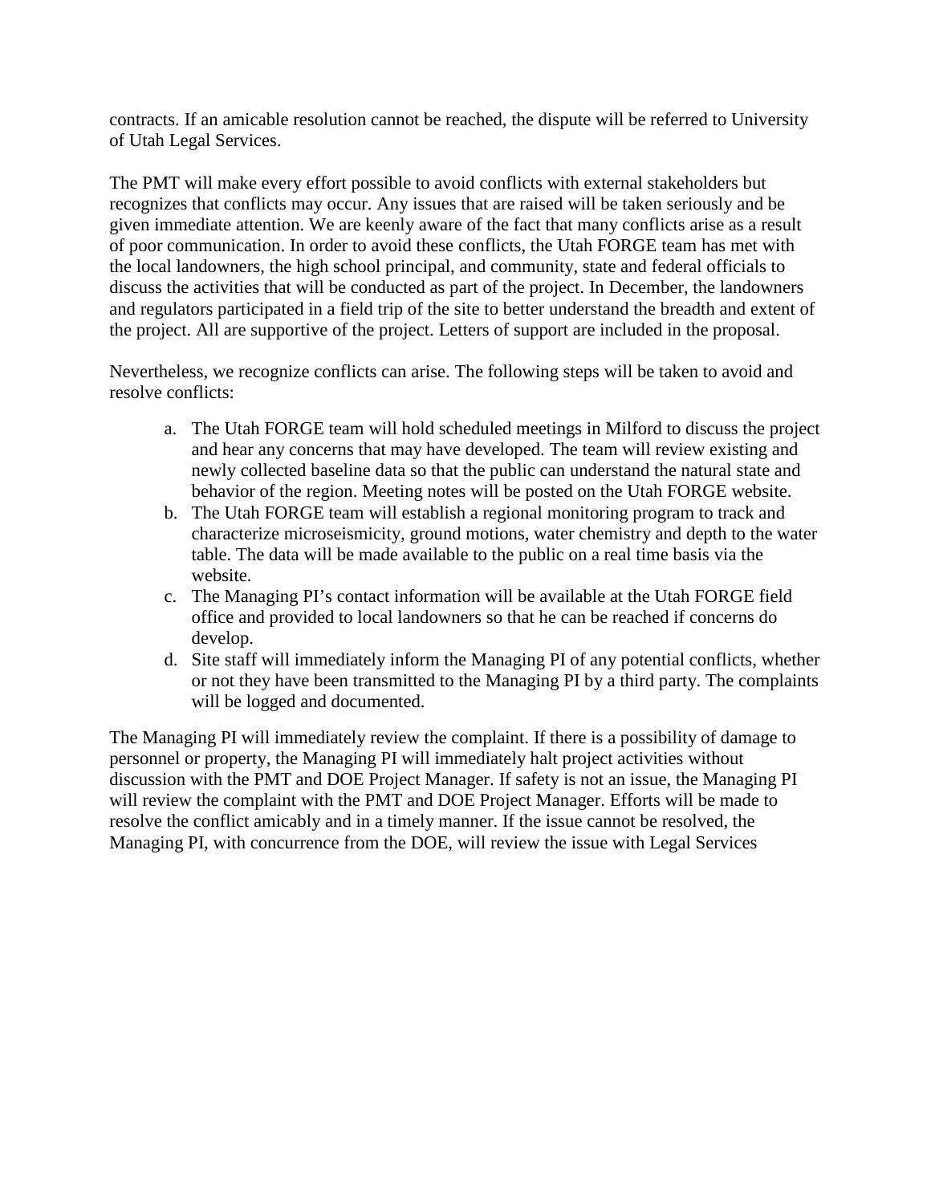contracts. If an amicable resolution cannot be reached, the dispute will be referred to University of Utah Legal Services.

The PMT will make every effort possible to avoid conflicts with external stakeholders but recognizes that conflicts may occur. Any issues that are raised will be taken seriously and be given immediate attention. We are keenly aware of the fact that many conflicts arise as a result of poor communication. In order to avoid these conflicts, the Utah FORGE team has met with the local landowners, the high school principal, and community, state and federal officials to discuss the activities that will be conducted as part of the project. In December, the landowners and regulators participated in a field trip of the site to better understand the breadth and extent of the project. All are supportive of the project. Letters of support are included in the proposal.

Nevertheless, we recognize conflicts can arise. The following steps will be taken to avoid and resolve conflicts:

a. The Utah FORGE team will hold scheduled meetings in Milford to discuss the project and hear any concerns that may have developed. The team will review existing and newly collected baseline data so that the public can understand the natural state and behavior of the region. Meeting notes will be posted on the Utah FORGE website.
b. The Utah FORGE team will establish a regional monitoring program to track and characterize microseismicity, ground motions, water chemistry and depth to the water table. The data will be made available to the public on a real time basis via the website.
c. The Managing PI's contact information will be available at the Utah FORGE field office and provided to local landowners so that he can be reached if concerns do develop.
d. Site staff will immediately inform the Managing PI of any potential conflicts, whether or not they have been transmitted to the Managing PI by a third party. The complaints will be logged and documented.

The Managing PI will immediately review the complaint. If there is a possibility of damage to personnel or property, the Managing PI will immediately halt project activities without discussion with the PMT and DOE Project Manager. If safety is not an issue, the Managing PI will review the complaint with the PMT and DOE Project Manager. Efforts will be made to resolve the conflict amicably and in a timely manner. If the issue cannot be resolved, the Managing PI, with concurrence from the DOE, will review the issue with Legal Services